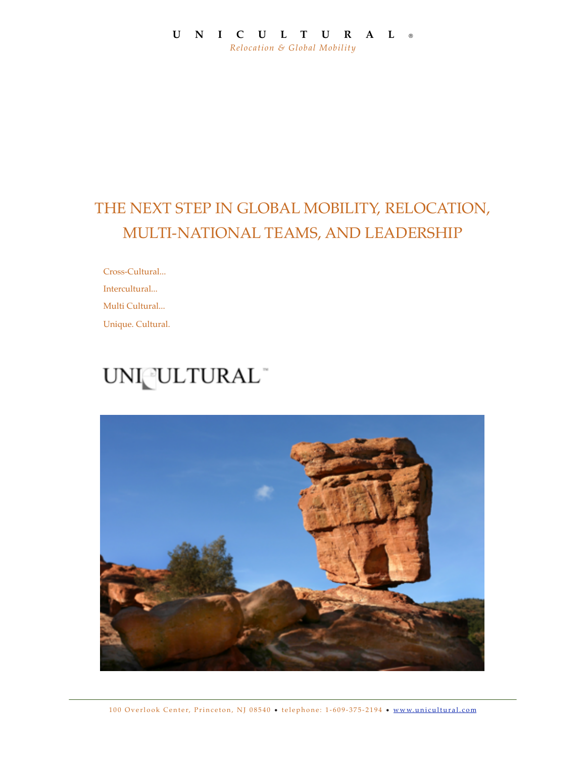**U N I C U L T U R A L** ®

*Relocation & Global Mobility*

# THE NEXT STEP IN GLOBAL MOBILITY, RELOCATION, MULTI-NATIONAL TEAMS, AND LEADERSHIP

Cross-Cultural...

Intercultural...

Multi Cultural...

Unique. Cultural.

UNICULTURAL™

100 Overlook Center, Princeton, NJ 08540 • telephone: 1-609-375-2194 • www.unicultural.com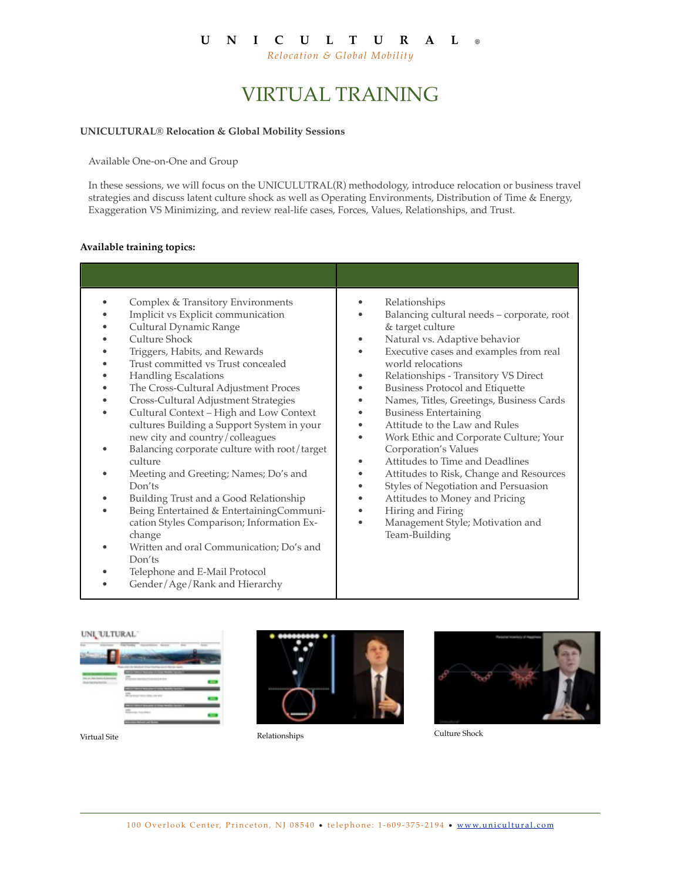# UNICULTURAL®

*Relocation & Global Mobility*

# VIRTUAL TRAINING

**UNICULTURAL® Relocation & Global Mobility Sessions**

Available One-on-One and Group

In these sessions, we will focus on the UNICULUTRAL(R) methodology, introduce relocation or business travel strategies and discuss latent culture shock as well as Operating Environments, Distribution of Time & Energy, Exaggeration VS Minimizing, and review real-life cases, Forces, Values, Relationships, and Trust.

**Available training topics:**

- Complex & Transitory Environments
- Implicit vs Explicit communication
- Cultural Dynamic Range
- Culture Shock
- Triggers, Habits, and Rewards
- Trust committed vs Trust concealed
- Handling Escalations
- The Cross-Cultural Adjustment Proces
- Cross-Cultural Adjustment Strategies
- Cultural Context – High and Low Context cultures Building a Support System in your new city and country/colleagues
- Balancing corporate culture with root/target culture
- Meeting and Greeting; Names; Do's and Don'ts
- Building Trust and a Good Relationship
- Being Entertained & EntertainingCommunication Styles Comparison; Information Exchange
- Written and oral Communication; Do's and Don'ts
- Telephone and E-Mail Protocol
- Gender/Age/Rank and Hierarchy
- Relationships
- Balancing cultural needs – corporate, root & target culture
- Natural vs. Adaptive behavior
- Executive cases and examples from real world relocations
- Relationships - Transitory VS Direct
- Business Protocol and Etiquette
- Names, Titles, Greetings, Business Cards
- Business Entertaining
- Attitude to the Law and Rules
- Work Ethic and Corporate Culture; Your Corporation's Values
- Attitudes to Time and Deadlines
- Attitudes to Risk, Change and Resources
- Styles of Negotiation and Persuasion
- Attitudes to Money and Pricing
- Hiring and Firing
- Management Style; Motivation and Team-Building

Virtual Site

Relationships

Culture Shock

100 Overlook Center, Princeton, NJ 08540 • telephone: 1-609-375-2194 • www.unicultural.com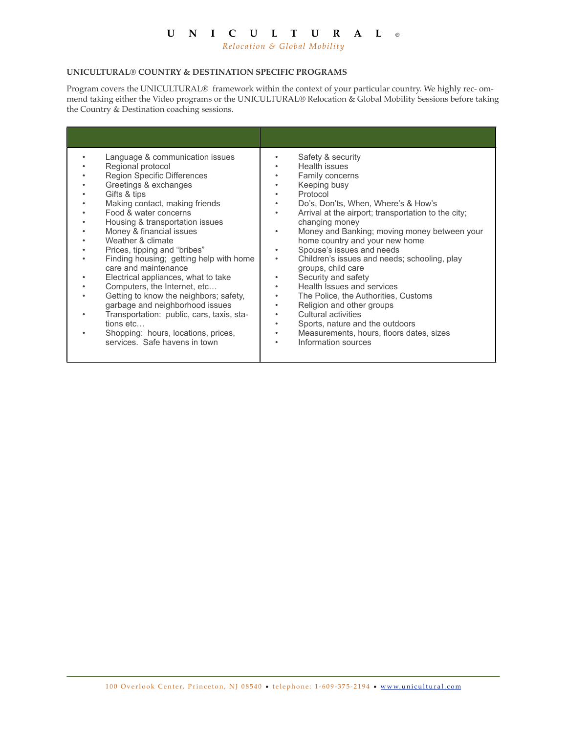U N I C U L T U R A L ®

*Relocation & Global Mobility*

**UNICULTURAL® COUNTRY & DESTINATION SPECIFIC PROGRAMS**

Program covers the UNICULTURAL® framework within the context of your particular country. We highly recommend taking either the Video programs or the UNICULTURAL® Relocation & Global Mobility Sessions before taking the Country & Destination coaching sessions.

| | |
|---|---|
| • Language & communication issues<br>• Regional protocol<br>• Region Specific Differences<br>• Greetings & exchanges<br>• Gifts & tips<br>• Making contact, making friends<br>• Food & water concerns<br>• Housing & transportation issues<br>• Money & financial issues<br>• Weather & climate<br>• Prices, tipping and "bribes"<br>• Finding housing; getting help with home care and maintenance<br>• Electrical appliances, what to take<br>• Computers, the Internet, etc…<br>• Getting to know the neighbors; safety, garbage and neighborhood issues<br>• Transportation: public, cars, taxis, stations etc…<br>• Shopping: hours, locations, prices, services. Safe havens in town | • Safety & security<br>• Health issues<br>• Family concerns<br>• Keeping busy<br>• Protocol<br>• Do's, Don'ts, When, Where's & How's<br>• Arrival at the airport; transportation to the city; changing money<br>• Money and Banking; moving money between your home country and your new home<br>• Spouse's issues and needs<br>• Children's issues and needs; schooling, play groups, child care<br>• Security and safety<br>• Health Issues and services<br>• The Police, the Authorities, Customs<br>• Religion and other groups<br>• Cultural activities<br>• Sports, nature and the outdoors<br>• Measurements, hours, floors dates, sizes<br>• Information sources |

100 Overlook Center, Princeton, NJ 08540 • telephone: 1-609-375-2194 • www.unicultural.com